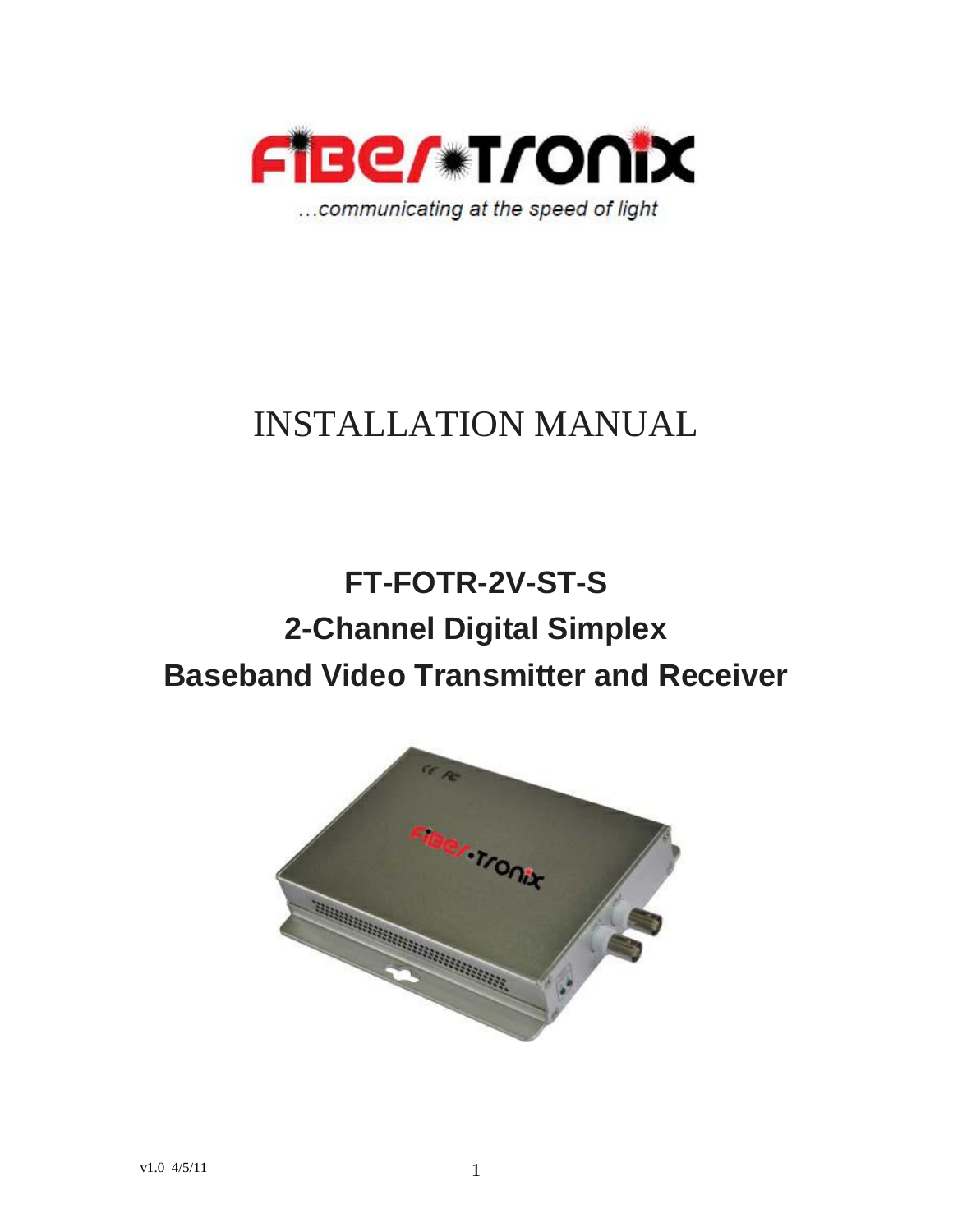...communicating at the speed of light

# INSTALLATION MANUAL

## FT-FOTR-2V-ST-S
## 2-Channel Digital Simplex
## Baseband Video Transmitter and Receiver

v1.0 4/5/11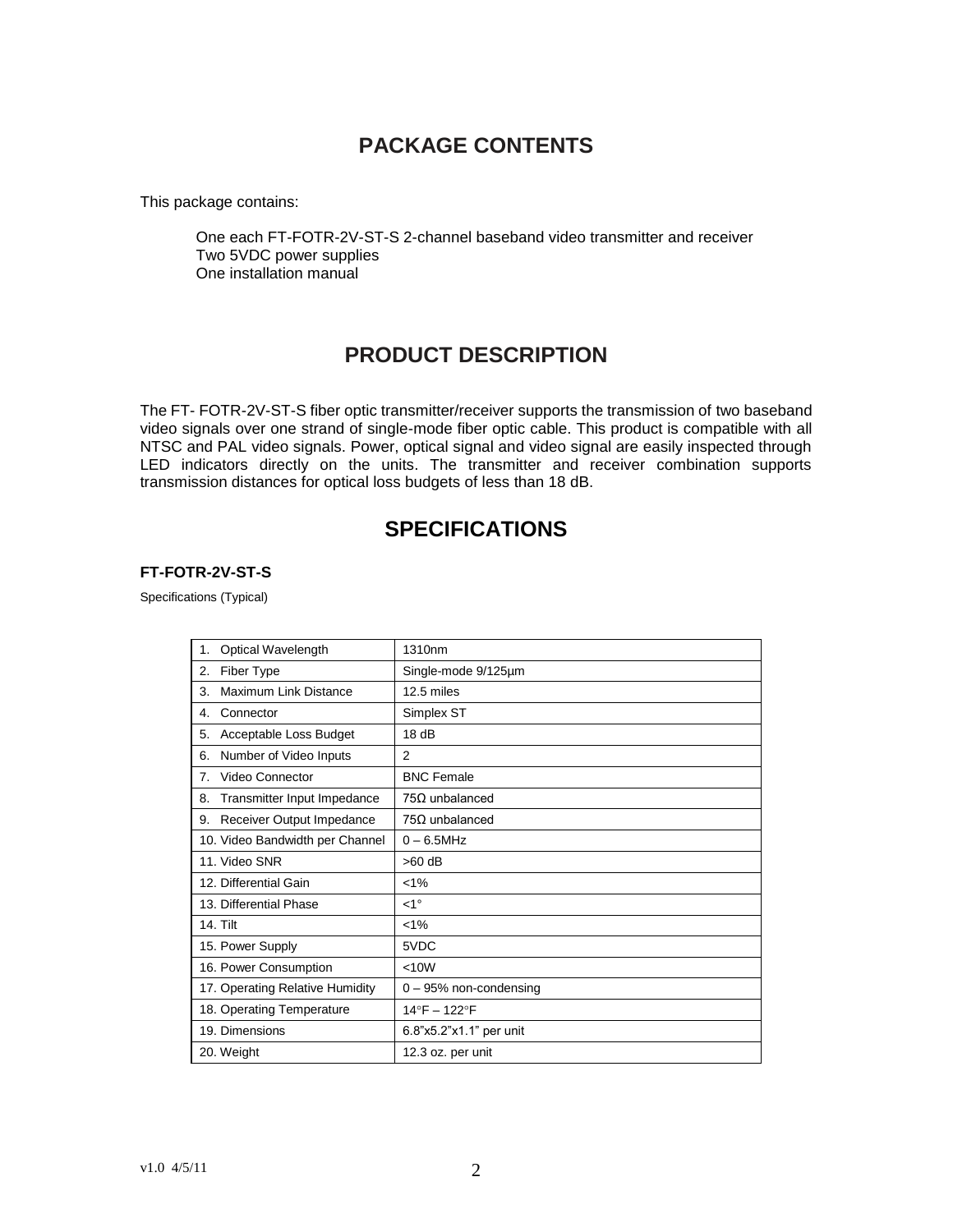## PACKAGE CONTENTS

This package contains:

One each FT-FOTR-2V-ST-S 2-channel baseband video transmitter and receiver
Two 5VDC power supplies
One installation manual

## PRODUCT DESCRIPTION

The FT- FOTR-2V-ST-S fiber optic transmitter/receiver supports the transmission of two baseband video signals over one strand of single-mode fiber optic cable. This product is compatible with all NTSC and PAL video signals. Power, optical signal and video signal are easily inspected through LED indicators directly on the units. The transmitter and receiver combination supports transmission distances for optical loss budgets of less than 18 dB.

## SPECIFICATIONS

**FT-FOTR-2V-ST-S**

Specifications (Typical)

| | |
|---|---|
| 1. Optical Wavelength | 1310nm |
| 2. Fiber Type | Single-mode 9/125µm |
| 3. Maximum Link Distance | 12.5 miles |
| 4. Connector | Simplex ST |
| 5. Acceptable Loss Budget | 18 dB |
| 6. Number of Video Inputs | 2 |
| 7. Video Connector | BNC Female |
| 8. Transmitter Input Impedance | 75Ω unbalanced |
| 9. Receiver Output Impedance | 75Ω unbalanced |
| 10. Video Bandwidth per Channel | 0 – 6.5MHz |
| 11. Video SNR | >60 dB |
| 12. Differential Gain | <1% |
| 13. Differential Phase | <1° |
| 14. Tilt | <1% |
| 15. Power Supply | 5VDC |
| 16. Power Consumption | <10W |
| 17. Operating Relative Humidity | 0 – 95% non-condensing |
| 18. Operating Temperature | 14°F – 122°F |
| 19. Dimensions | 6.8"x5.2"x1.1" per unit |
| 20. Weight | 12.3 oz. per unit |

v1.0 4/5/11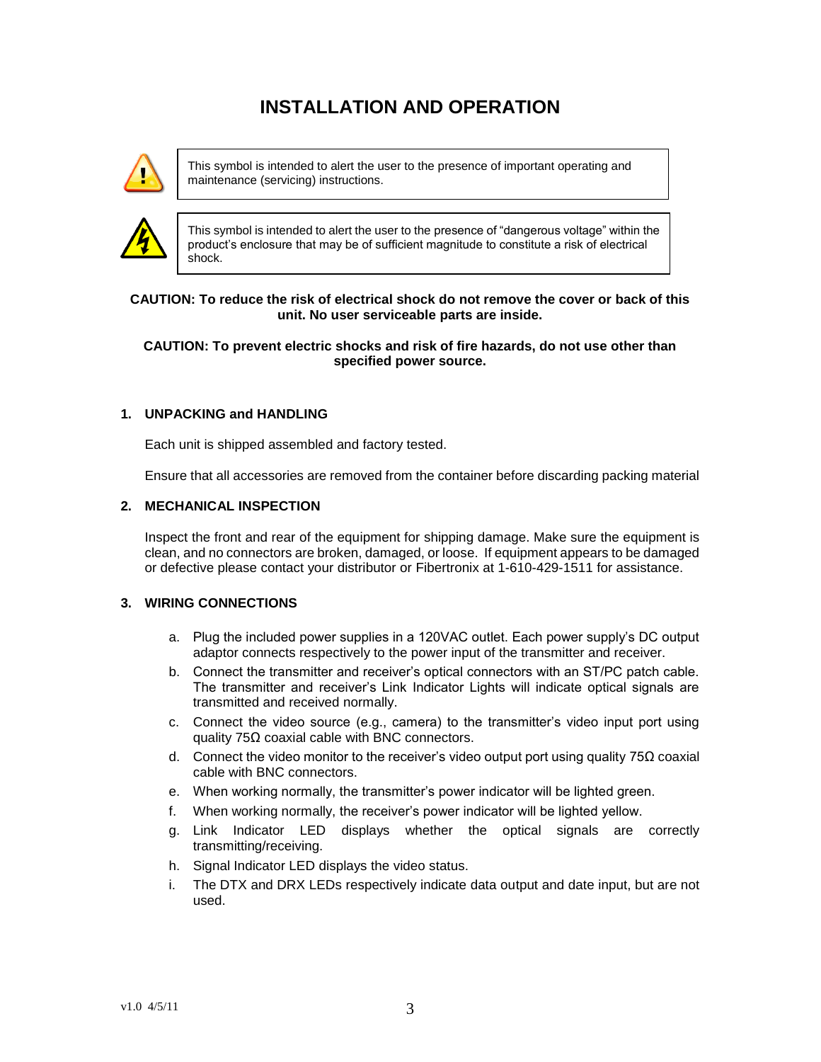# INSTALLATION AND OPERATION

| This symbol is intended to alert the user to the presence of important operating and maintenance (servicing) instructions. |
| --- |

| This symbol is intended to alert the user to the presence of "dangerous voltage" within the product's enclosure that may be of sufficient magnitude to constitute a risk of electrical shock. |
| --- |

**CAUTION: To reduce the risk of electrical shock do not remove the cover or back of this unit. No user serviceable parts are inside.**

**CAUTION: To prevent electric shocks and risk of fire hazards, do not use other than specified power source.**

## 1. UNPACKING and HANDLING

Each unit is shipped assembled and factory tested.

Ensure that all accessories are removed from the container before discarding packing material

## 2. MECHANICAL INSPECTION

Inspect the front and rear of the equipment for shipping damage. Make sure the equipment is clean, and no connectors are broken, damaged, or loose. If equipment appears to be damaged or defective please contact your distributor or Fibertronix at 1-610-429-1511 for assistance.

## 3. WIRING CONNECTIONS

a. Plug the included power supplies in a 120VAC outlet. Each power supply's DC output adaptor connects respectively to the power input of the transmitter and receiver.
b. Connect the transmitter and receiver's optical connectors with an ST/PC patch cable. The transmitter and receiver's Link Indicator Lights will indicate optical signals are transmitted and received normally.
c. Connect the video source (e.g., camera) to the transmitter's video input port using quality 75Ω coaxial cable with BNC connectors.
d. Connect the video monitor to the receiver's video output port using quality 75Ω coaxial cable with BNC connectors.
e. When working normally, the transmitter's power indicator will be lighted green.
f. When working normally, the receiver's power indicator will be lighted yellow.
g. Link Indicator LED displays whether the optical signals are correctly transmitting/receiving.
h. Signal Indicator LED displays the video status.
i. The DTX and DRX LEDs respectively indicate data output and date input, but are not used.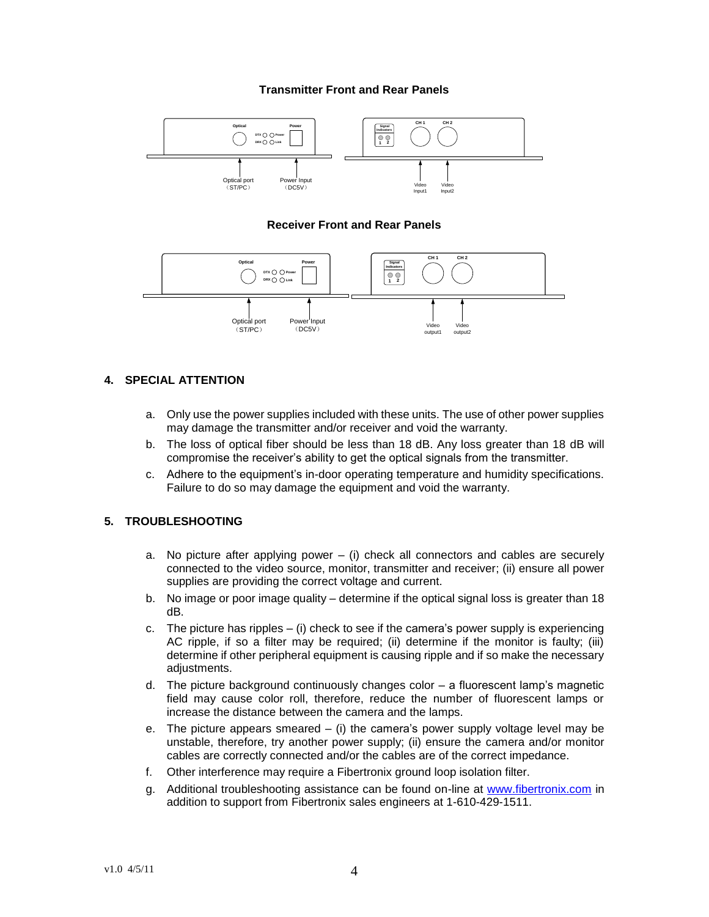**Transmitter Front and Rear Panels**

Optical
Power
DTX Power
DRX Link
Optical port
（ST/PC）
Power Input
（DC5V）
Signal Indicators
1 2
CH 1
CH 2
Video Input1
Video Input2

**Receiver Front and Rear Panels**

Optical
Power
DTX Power
DRX Link
Optical port
（ST/PC）
Power Input
（DC5V）
Signal Indicators
1 2
CH 1
CH 2
Video output1
Video output2

## 4. SPECIAL ATTENTION

a. Only use the power supplies included with these units. The use of other power supplies may damage the transmitter and/or receiver and void the warranty.

b. The loss of optical fiber should be less than 18 dB. Any loss greater than 18 dB will compromise the receiver's ability to get the optical signals from the transmitter.

c. Adhere to the equipment's in-door operating temperature and humidity specifications. Failure to do so may damage the equipment and void the warranty.

## 5. TROUBLESHOOTING

a. No picture after applying power – (i) check all connectors and cables are securely connected to the video source, monitor, transmitter and receiver; (ii) ensure all power supplies are providing the correct voltage and current.

b. No image or poor image quality – determine if the optical signal loss is greater than 18 dB.

c. The picture has ripples – (i) check to see if the camera's power supply is experiencing AC ripple, if so a filter may be required; (ii) determine if the monitor is faulty; (iii) determine if other peripheral equipment is causing ripple and if so make the necessary adjustments.

d. The picture background continuously changes color – a fluorescent lamp's magnetic field may cause color roll, therefore, reduce the number of fluorescent lamps or increase the distance between the camera and the lamps.

e. The picture appears smeared – (i) the camera's power supply voltage level may be unstable, therefore, try another power supply; (ii) ensure the camera and/or monitor cables are correctly connected and/or the cables are of the correct impedance.

f. Other interference may require a Fibertronix ground loop isolation filter.

g. Additional troubleshooting assistance can be found on-line at www.fibertronix.com in addition to support from Fibertronix sales engineers at 1-610-429-1511.

v1.0 4/5/11